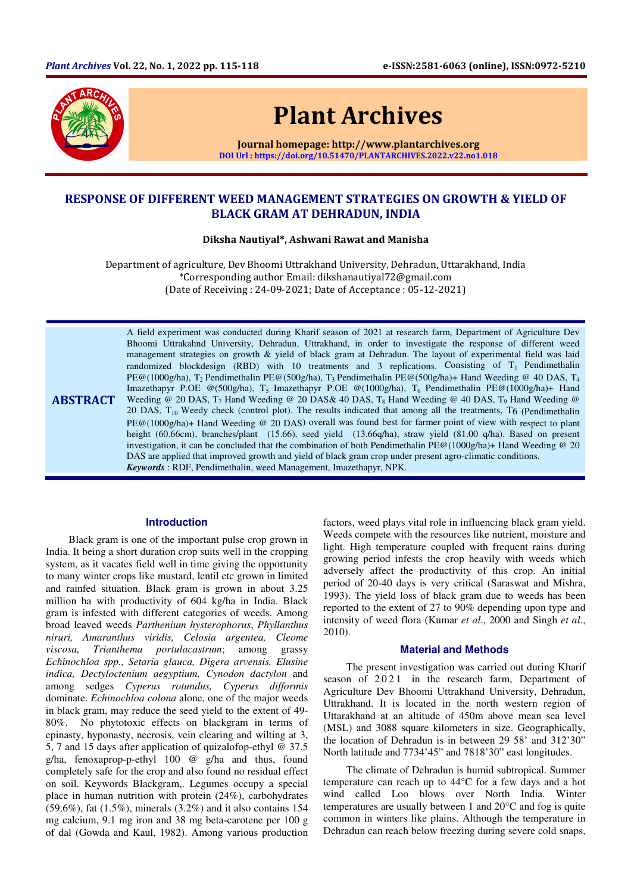# RESPONSE OF DIFFERENT WEED MANAGEMENT STRATEGIES ON GROWTH & YIELD OF BLACK GRAM AT DEHRADUN, INDIA

**Diksha Nautiyal*, Ashwani Rawat and Manisha**

Department of agriculture, Dev Bhoomi Uttrakhand University, Dehradun, Uttarakhand, India
*Corresponding author Email: dikshanautiyal72@gmail.com
(Date of Receiving : 24-09-2021; Date of Acceptance : 05-12-2021)

## ABSTRACT

A field experiment was conducted during Kharif season of 2021 at research farm, Department of Agriculture Dev Bhoomi Uttrakahnd University, Dehradun, Uttrakhand, in order to investigate the response of different weed management strategies on growth & yield of black gram at Dehradun. The layout of experimental field was laid randomized blockdesign (RBD) with 10 treatments and 3 replications. Consisting of $T_1$ Pendimethalin PE@(1000g/ha), $T_2$ Pendimethalin PE@(500g/ha), $T_3$ Pendimethalin PE@(500g/ha)+ Hand Weeding @ 40 DAS, $T_4$ Imazethapyr P.OE @(500g/ha), $T_5$ Imazethapyr P.OE @(1000g/ha), $T_6$ Pendimethalin PE@(1000g/ha)+ Hand Weeding @ 20 DAS, $T_7$ Hand Weeding @ 20 DAS& 40 DAS, $T_8$ Hand Weeding @ 40 DAS, $T_9$ Hand Weeding @ 20 DAS, $T_{10}$ Weedy check (control plot). The results indicated that among all the treatments, $T_6$ (Pendimethalin PE@(1000g/ha)+ Hand Weeding @ 20 DAS) overall was found best for farmer point of view with respect to plant height (60.66cm), branches/plant (15.66), seed yield (13.66q/ha), straw yield (81.00 q/ha). Based on present investigation, it can be concluded that the combination of both Pendimethalin PE@(1000g/ha)+ Hand Weeding @ 20 DAS are applied that improved growth and yield of black gram crop under present agro-climatic conditions.

***Keywords*** : RDF, Pendimethalin, weed Management, Imazethapyr, NPK.

## Introduction

Black gram is one of the important pulse crop grown in India. It being a short duration crop suits well in the cropping system, as it vacates field well in time giving the opportunity to many winter crops like mustard, lentil etc grown in limited and rainfed situation. Black gram is grown in about 3.25 million ha with productivity of 604 kg/ha in India. Black gram is infested with different categories of weeds. Among broad leaved weeds *Parthenium hysterophorus*, *Phyllanthus niruri, Amaranthus viridis, Celosia argentea, Cleome viscosa, Trianthema portulacastrum*; among grassy *Echinochloa spp., Setaria glauca, Digera arvensis, Elusine indica, Dectyloctenium aegyptium, Cynodon dactylon* and among sedges *Cyperus rotundus, Cyperus difformis* dominate. *Echinochloa colona* alone, one of the major weeds in black gram, may reduce the seed yield to the extent of 49-80%. No phytotoxic effects on blackgram in terms of epinasty, hyponasty, necrosis, vein clearing and wilting at 3, 5, 7 and 15 days after application of quizalofop-ethyl @ 37.5 g/ha, fenoxaprop-p-ethyl 100 @ g/ha and thus, found completely safe for the crop and also found no residual effect on soil. Keywords Blackgram,. Legumes occupy a special place in human nutrition with protein (24%), carbohydrates (59.6%), fat (1.5%), minerals (3.2%) and it also contains 154 mg calcium, 9.1 mg iron and 38 mg beta-carotene per 100 g of dal (Gowda and Kaul, 1982). Among various production factors, weed plays vital role in influencing black gram yield. Weeds compete with the resources like nutrient, moisture and light. High temperature coupled with frequent rains during growing period infests the crop heavily with weeds which adversely affect the productivity of this crop. An initial period of 20-40 days is very critical (Saraswat and Mishra, 1993). The yield loss of black gram due to weeds has been reported to the extent of 27 to 90% depending upon type and intensity of weed flora (Kumar *et al*., 2000 and Singh *et al*., 2010).

## Material and Methods

The present investigation was carried out during Kharif season of 2021 in the research farm, Department of Agriculture Dev Bhoomi Uttrakhand University, Dehradun, Uttrakhand. It is located in the north western region of Uttarakhand at an altitude of 450m above mean sea level (MSL) and 3088 square kilometers in size. Geographically, the location of Dehradun is in between 29 58' and 312'30" North latitude and 7734'45" and 7818'30" east longitudes.

The climate of Dehradun is humid subtropical. Summer temperature can reach up to 44°C for a few days and a hot wind called Loo blows over North India. Winter temperatures are usually between 1 and 20°C and fog is quite common in winters like plains. Although the temperature in Dehradun can reach below freezing during severe cold snaps,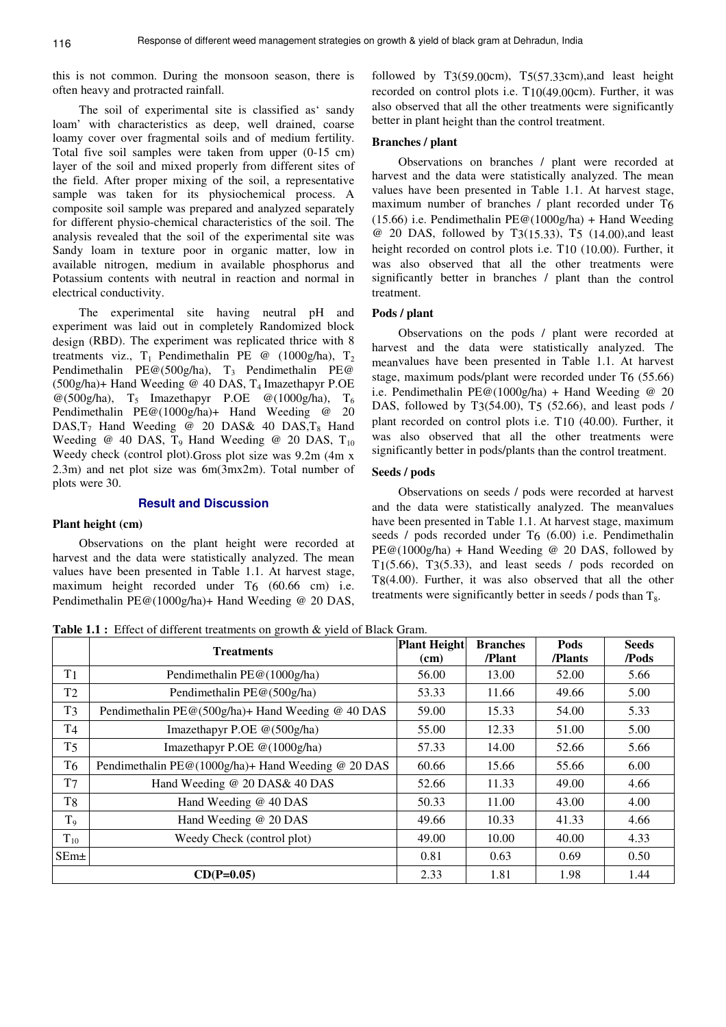this is not common. During the monsoon season, there is often heavy and protracted rainfall.

The soil of experimental site is classified as' sandy loam' with characteristics as deep, well drained, coarse loamy cover over fragmental soils and of medium fertility. Total five soil samples were taken from upper (0-15 cm) layer of the soil and mixed properly from different sites of the field. After proper mixing of the soil, a representative sample was taken for its physiochemical process. A composite soil sample was prepared and analyzed separately for different physio-chemical characteristics of the soil. The analysis revealed that the soil of the experimental site was Sandy loam in texture poor in organic matter, low in available nitrogen, medium in available phosphorus and Potassium contents with neutral in reaction and normal in electrical conductivity.

The experimental site having neutral pH and experiment was laid out in completely Randomized block design (RBD). The experiment was replicated thrice with 8 treatments viz., $T_1$ Pendimethalin PE @ (1000g/ha), $T_2$ Pendimethalin PE@(500g/ha), $T_3$ Pendimethalin PE@ (500g/ha)+ Hand Weeding @ 40 DAS, $T_4$ Imazethapyr P.OE @(500g/ha), $T_5$ Imazethapyr P.OE @(1000g/ha), $T_6$ Pendimethalin PE@(1000g/ha)+ Hand Weeding @ 20 DAS,$T_7$ Hand Weeding @ 20 DAS& 40 DAS,$T_8$ Hand Weeding @ 40 DAS, $T_9$ Hand Weeding @ 20 DAS, $T_{10}$ Weedy check (control plot).Gross plot size was 9.2m (4m x 2.3m) and net plot size was 6m(3mx2m). Total number of plots were 30.

## Result and Discussion

### Plant height (cm)

Observations on the plant height were recorded at harvest and the data were statistically analyzed. The mean values have been presented in Table 1.1. At harvest stage, maximum height recorded under $T_6$ (60.66 cm) i.e. Pendimethalin PE@(1000g/ha)+ Hand Weeding @ 20 DAS, followed by $T_3$(59.00cm), $T_5$(57.33cm),and least height recorded on control plots i.e. $T_{10}$(49.00cm). Further, it was also observed that all the other treatments were significantly better in plant height than the control treatment.

### Branches / plant

Observations on branches / plant were recorded at harvest and the data were statistically analyzed. The mean values have been presented in Table 1.1. At harvest stage, maximum number of branches / plant recorded under $T_6$ (15.66) i.e. Pendimethalin PE@(1000g/ha) + Hand Weeding @ 20 DAS, followed by $T_3$(15.33), $T_5$ (14.00),and least height recorded on control plots i.e. $T_{10}$ (10.00). Further, it was also observed that all the other treatments were significantly better in branches / plant than the control treatment.

### Pods / plant

Observations on the pods / plant were recorded at harvest and the data were statistically analyzed. The meanvalues have been presented in Table 1.1. At harvest stage, maximum pods/plant were recorded under $T_6$ (55.66) i.e. Pendimethalin PE@(1000g/ha) + Hand Weeding @ 20 DAS, followed by $T_3$(54.00), $T_5$ (52.66), and least pods / plant recorded on control plots i.e. $T_{10}$ (40.00). Further, it was also observed that all the other treatments were significantly better in pods/plants than the control treatment.

### Seeds / pods

Observations on seeds / pods were recorded at harvest and the data were statistically analyzed. The meanvalues have been presented in Table 1.1. At harvest stage, maximum seeds / pods recorded under $T_6$ (6.00) i.e. Pendimethalin PE@(1000g/ha) + Hand Weeding @ 20 DAS, followed by $T_1$(5.66), $T_3$(5.33), and least seeds / pods recorded on $T_8$(4.00). Further, it was also observed that all the other treatments were significantly better in seeds / pods than $T_8$.

**Table 1.1 :** Effect of different treatments on growth & yield of Black Gram.

| | Treatments | Plant Height (cm) | Branches /Plant | Pods /Plants | Seeds /Pods |
|---|---|---|---|---|---|
| $T_1$ | Pendimethalin PE@(1000g/ha) | 56.00 | 13.00 | 52.00 | 5.66 |
| $T_2$ | Pendimethalin PE@(500g/ha) | 53.33 | 11.66 | 49.66 | 5.00 |
| $T_3$ | Pendimethalin PE@(500g/ha)+ Hand Weeding @ 40 DAS | 59.00 | 15.33 | 54.00 | 5.33 |
| $T_4$ | Imazethapyr P.OE @(500g/ha) | 55.00 | 12.33 | 51.00 | 5.00 |
| $T_5$ | Imazethapyr P.OE @(1000g/ha) | 57.33 | 14.00 | 52.66 | 5.66 |
| $T_6$ | Pendimethalin PE@(1000g/ha)+ Hand Weeding @ 20 DAS | 60.66 | 15.66 | 55.66 | 6.00 |
| $T_7$ | Hand Weeding @ 20 DAS& 40 DAS | 52.66 | 11.33 | 49.00 | 4.66 |
| $T_8$ | Hand Weeding @ 40 DAS | 50.33 | 11.00 | 43.00 | 4.00 |
| $T_9$ | Hand Weeding @ 20 DAS | 49.66 | 10.33 | 41.33 | 4.66 |
| $T_{10}$ | Weedy Check (control plot) | 49.00 | 10.00 | 40.00 | 4.33 |
| SEm± | | 0.81 | 0.63 | 0.69 | 0.50 |
| CD(P=0.05) | | 2.33 | 1.81 | 1.98 | 1.44 |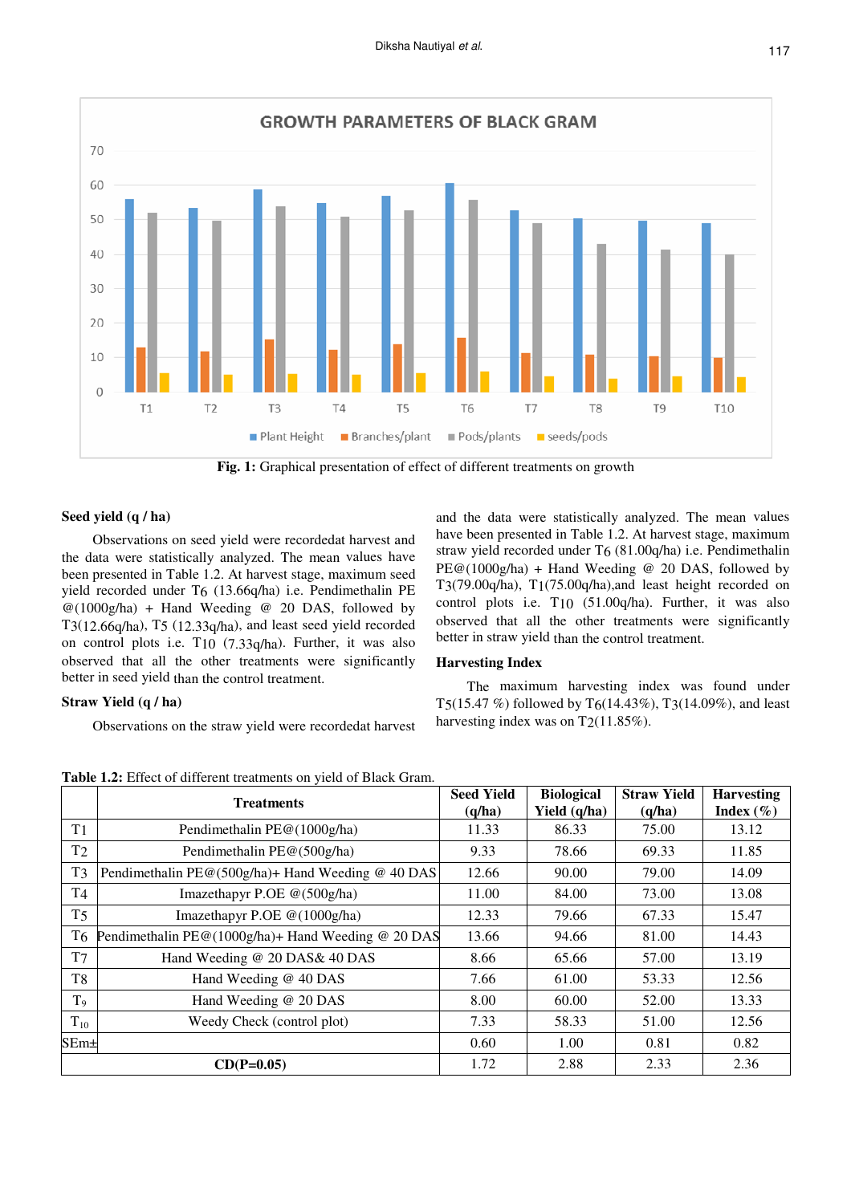**Fig. 1:** Graphical presentation of effect of different treatments on growth

**Seed yield (q / ha)**

Observations on seed yield were recordedat harvest and the data were statistically analyzed. The mean values have been presented in Table 1.2. At harvest stage, maximum seed yield recorded under T6 (13.66q/ha) i.e. Pendimethalin PE @(1000g/ha) + Hand Weeding @ 20 DAS, followed by T3(12.66q/ha), T5 (12.33q/ha), and least seed yield recorded on control plots i.e. T10 (7.33q/ha). Further, it was also observed that all the other treatments were significantly better in seed yield than the control treatment.

**Straw Yield (q / ha)**

Observations on the straw yield were recordedat harvest and the data were statistically analyzed. The mean values have been presented in Table 1.2. At harvest stage, maximum straw yield recorded under T6 (81.00q/ha) i.e. Pendimethalin PE@(1000g/ha) + Hand Weeding @ 20 DAS, followed by T3(79.00q/ha), T1(75.00q/ha),and least height recorded on control plots i.e. T10 (51.00q/ha). Further, it was also observed that all the other treatments were significantly better in straw yield than the control treatment.

**Harvesting Index**

The maximum harvesting index was found under T5(15.47 %) followed by T6(14.43%), T3(14.09%), and least harvesting index was on T2(11.85%).

**Table 1.2:** Effect of different treatments on yield of Black Gram.

| | Treatments | Seed Yield (q/ha) | Biological Yield (q/ha) | Straw Yield (q/ha) | Harvesting Index (%) |
|---|---|---|---|---|---|
| T1 | Pendimethalin PE@(1000g/ha) | 11.33 | 86.33 | 75.00 | 13.12 |
| T2 | Pendimethalin PE@(500g/ha) | 9.33 | 78.66 | 69.33 | 11.85 |
| T3 | Pendimethalin PE@(500g/ha)+ Hand Weeding @ 40 DAS | 12.66 | 90.00 | 79.00 | 14.09 |
| T4 | Imazethapyr P.OE @(500g/ha) | 11.00 | 84.00 | 73.00 | 13.08 |
| T5 | Imazethapyr P.OE @(1000g/ha) | 12.33 | 79.66 | 67.33 | 15.47 |
| T6 | Pendimethalin PE@(1000g/ha)+ Hand Weeding @ 20 DAS | 13.66 | 94.66 | 81.00 | 14.43 |
| T7 | Hand Weeding @ 20 DAS& 40 DAS | 8.66 | 65.66 | 57.00 | 13.19 |
| T8 | Hand Weeding @ 40 DAS | 7.66 | 61.00 | 53.33 | 12.56 |
| $T_9$ | Hand Weeding @ 20 DAS | 8.00 | 60.00 | 52.00 | 13.33 |
| $T_{10}$ | Weedy Check (control plot) | 7.33 | 58.33 | 51.00 | 12.56 |
| SEm± | | 0.60 | 1.00 | 0.81 | 0.82 |
| CD(P=0.05) | | 1.72 | 2.88 | 2.33 | 2.36 |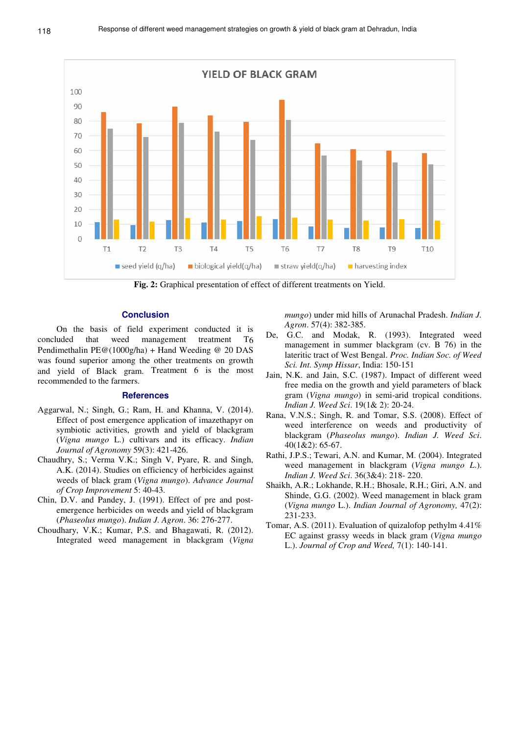YIELD OF BLACK GRAM

100
90
80
70
60
50
40
30
20
10
0

T1 T2 T3 T4 T5 T6 T7 T8 T9 T10

seed yield (q/ha) biological yield(q/ha) straw yield(q/ha) harvesting index

**Fig. 2:** Graphical presentation of effect of different treatments on Yield.

## Conclusion

On the basis of field experiment conducted it is concluded that weed management treatment T6 Pendimethalin PE@(1000g/ha) + Hand Weeding @ 20 DAS was found superior among the other treatments on growth and yield of Black gram. Treatment 6 is the most recommended to the farmers.

## References

Aggarwal, N.; Singh, G.; Ram, H. and Khanna, V. (2014). Effect of post emergence application of imazethapyr on symbiotic activities, growth and yield of blackgram (*Vigna mungo* L.) cultivars and its efficacy. *Indian Journal of Agronomy* 59(3): 421-426.

Chaudhry, S.; Verma V.K.; Singh V, Pyare, R. and Singh, A.K. (2014). Studies on efficiency of herbicides against weeds of black gram (*Vigna mungo*). *Advance Journal of Crop Improvement* 5: 40-43.

Chin, D.V. and Pandey, J. (1991). Effect of pre and post-emergence herbicides on weeds and yield of blackgram (*Phaseolus mungo*). *Indian J. Agron*. 36: 276-277.

Choudhary, V.K.; Kumar, P.S. and Bhagawati, R. (2012). Integrated weed management in blackgram (*Vigna mungo*) under mid hills of Arunachal Pradesh. *Indian J. Agron*. 57(4): 382-385.

De, G.C. and Modak, R. (1993). Integrated weed management in summer blackgram (cv. B 76) in the lateritic tract of West Bengal. *Proc. Indian Soc. of Weed Sci. Int. Symp Hissar*, India: 150-151

Jain, N.K. and Jain, S.C. (1987). Impact of different weed free media on the growth and yield parameters of black gram (*Vigna mungo*) in semi-arid tropical conditions. *Indian J. Weed Sci*. 19(1& 2): 20-24.

Rana, V.N.S.; Singh, R. and Tomar, S.S. (2008). Effect of weed interference on weeds and productivity of blackgram (*Phaseolus mungo*). *Indian J. Weed Sci*. 40(1&2): 65-67.

Rathi, J.P.S.; Tewari, A.N. and Kumar, M. (2004). Integrated weed management in blackgram (*Vigna mungo L.*). *Indian J. Weed Sci*. 36(3&4): 218- 220.

Shaikh, A.R.; Lokhande, R.H.; Bhosale, R.H.; Giri, A.N. and Shinde, G.G. (2002). Weed management in black gram (*Vigna mungo* L.). *Indian Journal of Agronomy,* 47(2): 231-233.

Tomar, A.S. (2011). Evaluation of quizalofop pethylm 4.41% EC against grassy weeds in black gram (*Vigna mungo* L.). *Journal of Crop and Weed,* 7(1): 140-141.